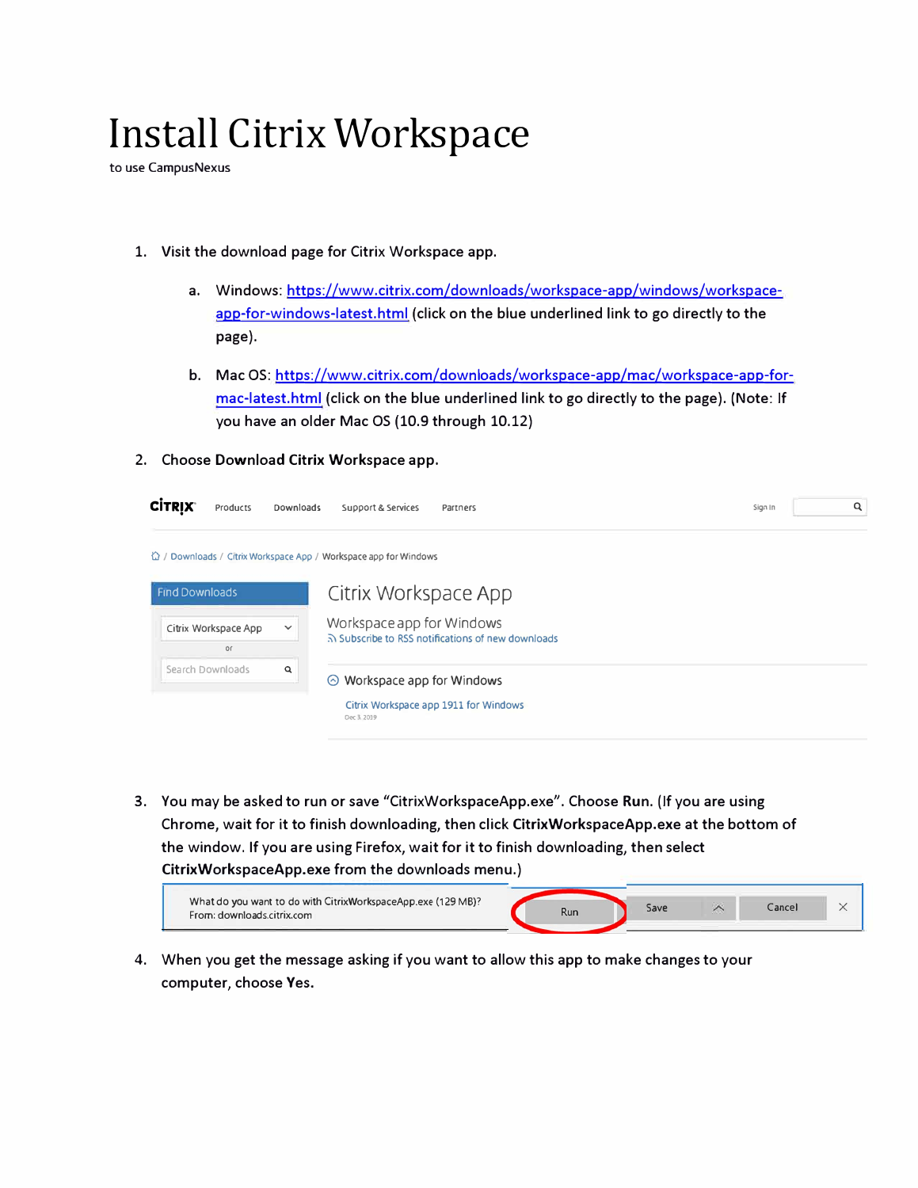# Install Citrix Workspace

to use CampusNexus

1. Visit the download page for Citrix Workspace app.

   a. Windows: [https://www.citrix.com/downloads/workspace-app/windows/workspace-app-for-windows-latest.html](https://www.citrix.com/downloads/workspace-app/windows/workspace-app-for-windows-latest.html) (click on the blue underlined link to go directly to the page).

   b. Mac OS: [https://www.citrix.com/downloads/workspace-app/mac/workspace-app-for-mac-latest.html](https://www.citrix.com/downloads/workspace-app/mac/workspace-app-for-mac-latest.html) (click on the blue underlined link to go directly to the page). (Note: If you have an older Mac OS (10.9 through 10.12)

2. Choose **Download Citrix Workspace app.**

3. You may be asked to run or save "CitrixWorkspaceApp.exe". Choose **Run**. (If you are using Chrome, wait for it to finish downloading, then click **CitrixWorkspaceApp.exe** at the bottom of the window. If you are using Firefox, wait for it to finish downloading, then select **CitrixWorkspaceApp.exe** from the downloads menu.)

4. When you get the message asking if you want to allow this app to make changes to your computer, choose **Yes.**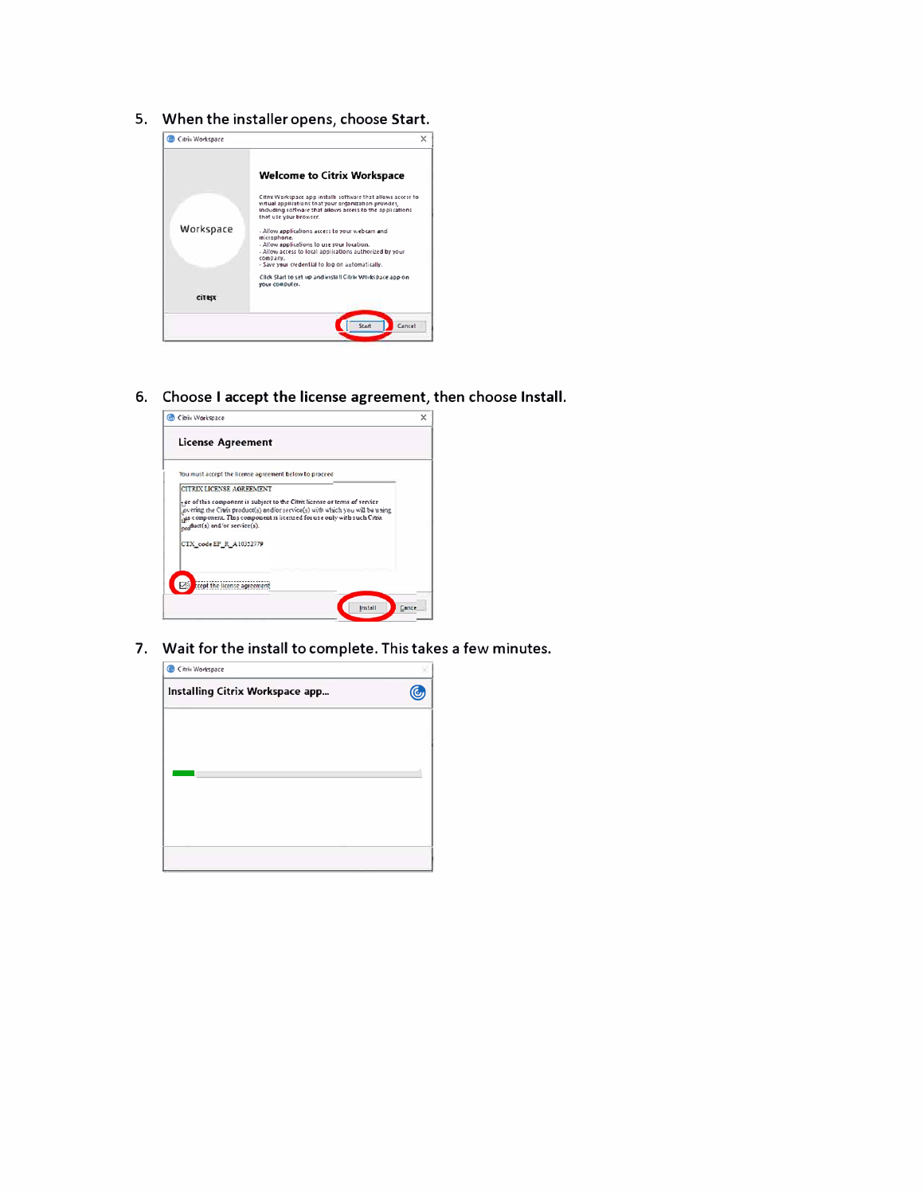5. When the installer opens, choose **Start**.

6. Choose **I accept the license agreement**, then choose **Install**.

7. Wait for the install to complete. This takes a few minutes.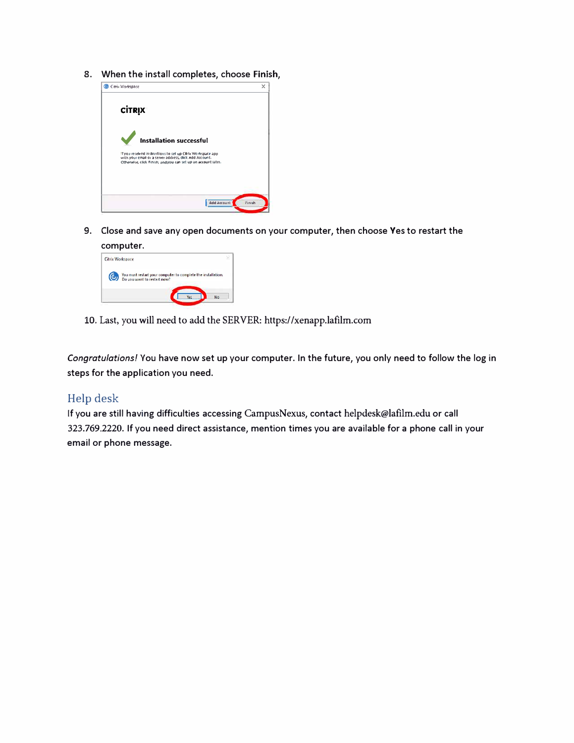8. When the install completes, choose **Finish**,

9. Close and save any open documents on your computer, then choose **Yes** to restart the computer.

10. Last, you will need to add the SERVER: https://xenapp.lafilm.com

*Congratulations!* You have now set up your computer. In the future, you only need to follow the log in steps for the application you need.

## Help desk

If you are still having difficulties accessing CampusNexus, contact helpdesk@lafilm.edu or call 323.769.2220. If you need direct assistance, mention times you are available for a phone call in your email or phone message.